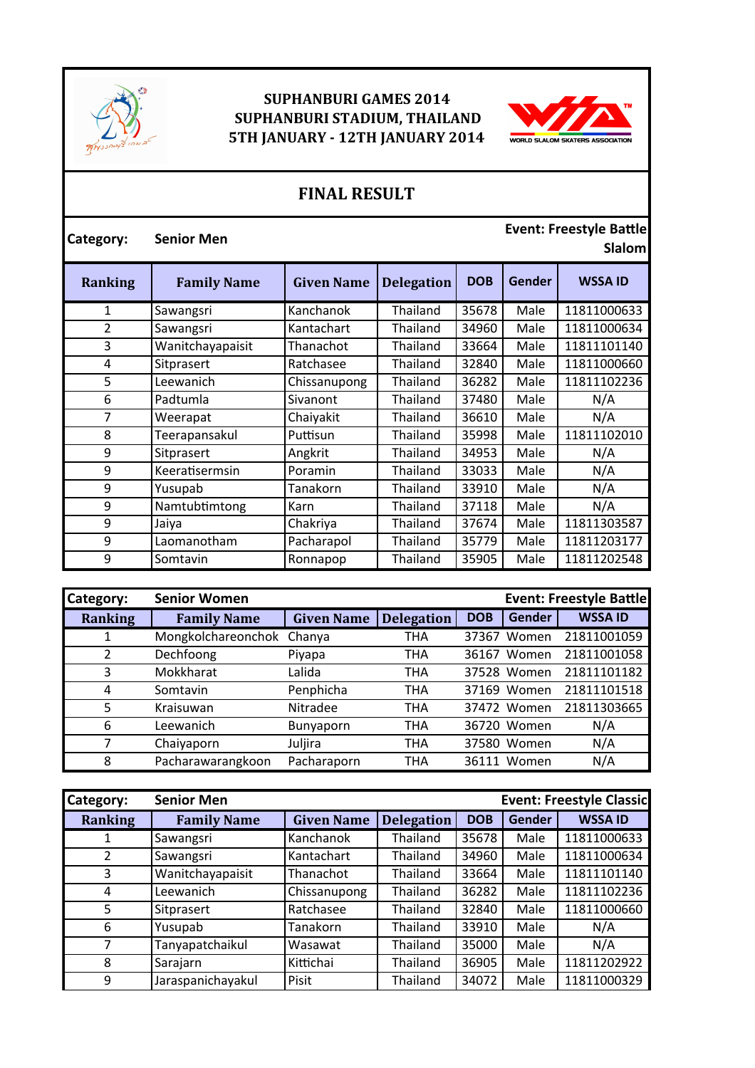**SUPHANBURI GAMES 2014**
**SUPHANBURI STADIUM, THAILAND**
**5TH JANUARY - 12TH JANUARY 2014**

WORLD SLALOM SKATERS ASSOCIATION

# FINAL RESULT

**Category:** Senior Men — **Event: Freestyle Battle Slalom**

| Ranking | Family Name | Given Name | Delegation | DOB | Gender | WSSA ID |
|---|---|---|---|---|---|---|
| 1 | Sawangsri | Kanchanok | Thailand | 35678 | Male | 11811000633 |
| 2 | Sawangsri | Kantachart | Thailand | 34960 | Male | 11811000634 |
| 3 | Wanitchayapaisit | Thanachot | Thailand | 33664 | Male | 11811101140 |
| 4 | Sitprasert | Ratchasee | Thailand | 32840 | Male | 11811000660 |
| 5 | Leewanich | Chissanupong | Thailand | 36282 | Male | 11811102236 |
| 6 | Padtumla | Sivanont | Thailand | 37480 | Male | N/A |
| 7 | Weerapat | Chaiyakit | Thailand | 36610 | Male | N/A |
| 8 | Teerapansakul | Puttisun | Thailand | 35998 | Male | 11811102010 |
| 9 | Sitprasert | Angkrit | Thailand | 34953 | Male | N/A |
| 9 | Keeratisermsin | Poramin | Thailand | 33033 | Male | N/A |
| 9 | Yusupab | Tanakorn | Thailand | 33910 | Male | N/A |
| 9 | Namtubtimtong | Karn | Thailand | 37118 | Male | N/A |
| 9 | Jaiya | Chakriya | Thailand | 37674 | Male | 11811303587 |
| 9 | Laomanotham | Pacharapol | Thailand | 35779 | Male | 11811203177 |
| 9 | Somtavin | Ronnapop | Thailand | 35905 | Male | 11811202548 |

**Category:** Senior Women — **Event: Freestyle Battle**

| Ranking | Family Name | Given Name | Delegation | DOB | Gender | WSSA ID |
|---|---|---|---|---|---|---|
| 1 | Mongkolchareonchok | Chanya | THA | 37367 | Women | 21811001059 |
| 2 | Dechfoong | Piyapa | THA | 36167 | Women | 21811001058 |
| 3 | Mokkharat | Lalida | THA | 37528 | Women | 21811101182 |
| 4 | Somtavin | Penphicha | THA | 37169 | Women | 21811101518 |
| 5 | Kraisuwan | Nitradee | THA | 37472 | Women | 21811303665 |
| 6 | Leewanich | Bunyaporn | THA | 36720 | Women | N/A |
| 7 | Chaiyaporn | Juljira | THA | 37580 | Women | N/A |
| 8 | Pacharawarangkoon | Pacharaporn | THA | 36111 | Women | N/A |

**Category:** Senior Men — **Event: Freestyle Classic**

| Ranking | Family Name | Given Name | Delegation | DOB | Gender | WSSA ID |
|---|---|---|---|---|---|---|
| 1 | Sawangsri | Kanchanok | Thailand | 35678 | Male | 11811000633 |
| 2 | Sawangsri | Kantachart | Thailand | 34960 | Male | 11811000634 |
| 3 | Wanitchayapaisit | Thanachot | Thailand | 33664 | Male | 11811101140 |
| 4 | Leewanich | Chissanupong | Thailand | 36282 | Male | 11811102236 |
| 5 | Sitprasert | Ratchasee | Thailand | 32840 | Male | 11811000660 |
| 6 | Yusupab | Tanakorn | Thailand | 33910 | Male | N/A |
| 7 | Tanyapatchaikul | Wasawat | Thailand | 35000 | Male | N/A |
| 8 | Sarajarn | Kittichai | Thailand | 36905 | Male | 11811202922 |
| 9 | Jaraspanichayakul | Pisit | Thailand | 34072 | Male | 11811000329 |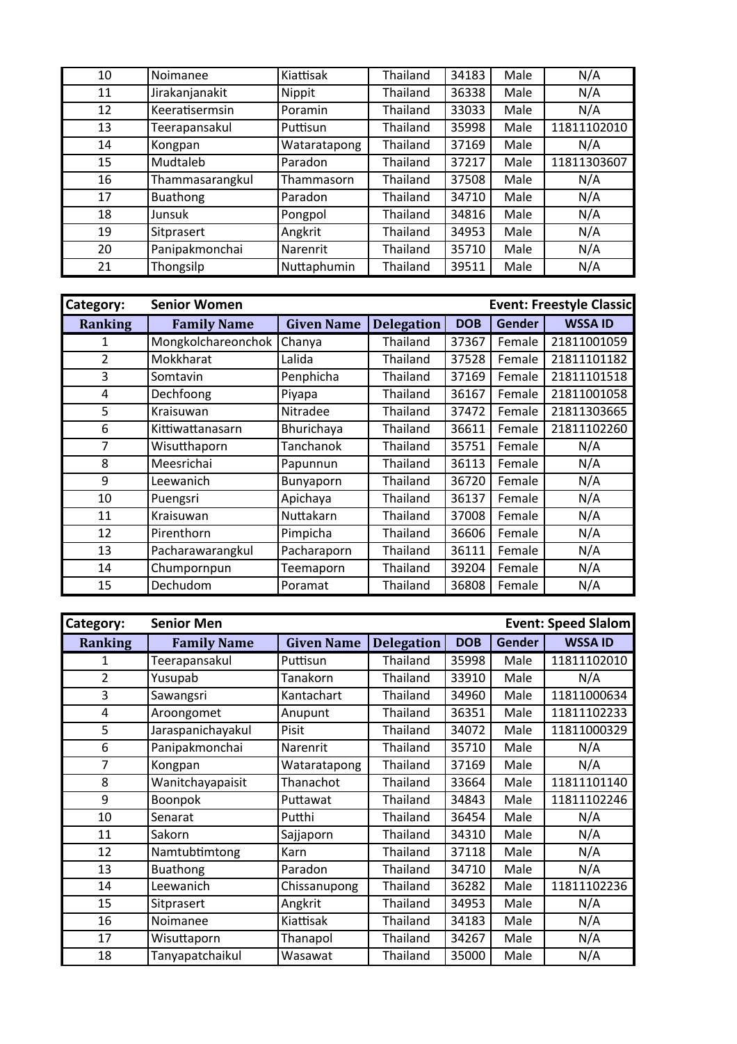| 10 | Noimanee | Kiattisak | Thailand | 34183 | Male | N/A |
|---|---|---|---|---|---|---|
| 11 | Jirakanjanakit | Nippit | Thailand | 36338 | Male | N/A |
| 12 | Keeratisermsin | Poramin | Thailand | 33033 | Male | N/A |
| 13 | Teerapansakul | Puttisun | Thailand | 35998 | Male | 11811102010 |
| 14 | Kongpan | Wataratapong | Thailand | 37169 | Male | N/A |
| 15 | Mudtaleb | Paradon | Thailand | 37217 | Male | 11811303607 |
| 16 | Thammasarangkul | Thammasorn | Thailand | 37508 | Male | N/A |
| 17 | Buathong | Paradon | Thailand | 34710 | Male | N/A |
| 18 | Junsuk | Pongpol | Thailand | 34816 | Male | N/A |
| 19 | Sitprasert | Angkrit | Thailand | 34953 | Male | N/A |
| 20 | Panipakmonchai | Narenrit | Thailand | 35710 | Male | N/A |
| 21 | Thongsilp | Nuttaphumin | Thailand | 39511 | Male | N/A |

| Category: | Senior Women | | | | | Event: Freestyle Classic |
|---|---|---|---|---|---|---|
| **Ranking** | **Family Name** | **Given Name** | **Delegation** | **DOB** | **Gender** | **WSSA ID** |
| 1 | Mongkolchareonchok | Chanya | Thailand | 37367 | Female | 21811001059 |
| 2 | Mokkharat | Lalida | Thailand | 37528 | Female | 21811101182 |
| 3 | Somtavin | Penphicha | Thailand | 37169 | Female | 21811101518 |
| 4 | Dechfoong | Piyapa | Thailand | 36167 | Female | 21811001058 |
| 5 | Kraisuwan | Nitradee | Thailand | 37472 | Female | 21811303665 |
| 6 | Kittiwattanasarn | Bhurichaya | Thailand | 36611 | Female | 21811102260 |
| 7 | Wisutthaporn | Tanchanok | Thailand | 35751 | Female | N/A |
| 8 | Meesrichai | Papunnun | Thailand | 36113 | Female | N/A |
| 9 | Leewanich | Bunyaporn | Thailand | 36720 | Female | N/A |
| 10 | Puengsri | Apichaya | Thailand | 36137 | Female | N/A |
| 11 | Kraisuwan | Nuttakarn | Thailand | 37008 | Female | N/A |
| 12 | Pirenthorn | Pimpicha | Thailand | 36606 | Female | N/A |
| 13 | Pacharawarangkul | Pacharaporn | Thailand | 36111 | Female | N/A |
| 14 | Chumpornpun | Teemaporn | Thailand | 39204 | Female | N/A |
| 15 | Dechudom | Poramat | Thailand | 36808 | Female | N/A |

| Category: | Senior Men | | | | | Event: Speed Slalom |
|---|---|---|---|---|---|---|
| **Ranking** | **Family Name** | **Given Name** | **Delegation** | **DOB** | **Gender** | **WSSA ID** |
| 1 | Teerapansakul | Puttisun | Thailand | 35998 | Male | 11811102010 |
| 2 | Yusupab | Tanakorn | Thailand | 33910 | Male | N/A |
| 3 | Sawangsri | Kantachart | Thailand | 34960 | Male | 11811000634 |
| 4 | Aroongomet | Anupunt | Thailand | 36351 | Male | 11811102233 |
| 5 | Jaraspanichayakul | Pisit | Thailand | 34072 | Male | 11811000329 |
| 6 | Panipakmonchai | Narenrit | Thailand | 35710 | Male | N/A |
| 7 | Kongpan | Wataratapong | Thailand | 37169 | Male | N/A |
| 8 | Wanitchayapaisit | Thanachot | Thailand | 33664 | Male | 11811101140 |
| 9 | Boonpok | Puttawat | Thailand | 34843 | Male | 11811102246 |
| 10 | Senarat | Putthi | Thailand | 36454 | Male | N/A |
| 11 | Sakorn | Sajjaporn | Thailand | 34310 | Male | N/A |
| 12 | Namtubtimtong | Karn | Thailand | 37118 | Male | N/A |
| 13 | Buathong | Paradon | Thailand | 34710 | Male | N/A |
| 14 | Leewanich | Chissanupong | Thailand | 36282 | Male | 11811102236 |
| 15 | Sitprasert | Angkrit | Thailand | 34953 | Male | N/A |
| 16 | Noimanee | Kiattisak | Thailand | 34183 | Male | N/A |
| 17 | Wisuttaporn | Thanapol | Thailand | 34267 | Male | N/A |
| 18 | Tanyapatchaikul | Wasawat | Thailand | 35000 | Male | N/A |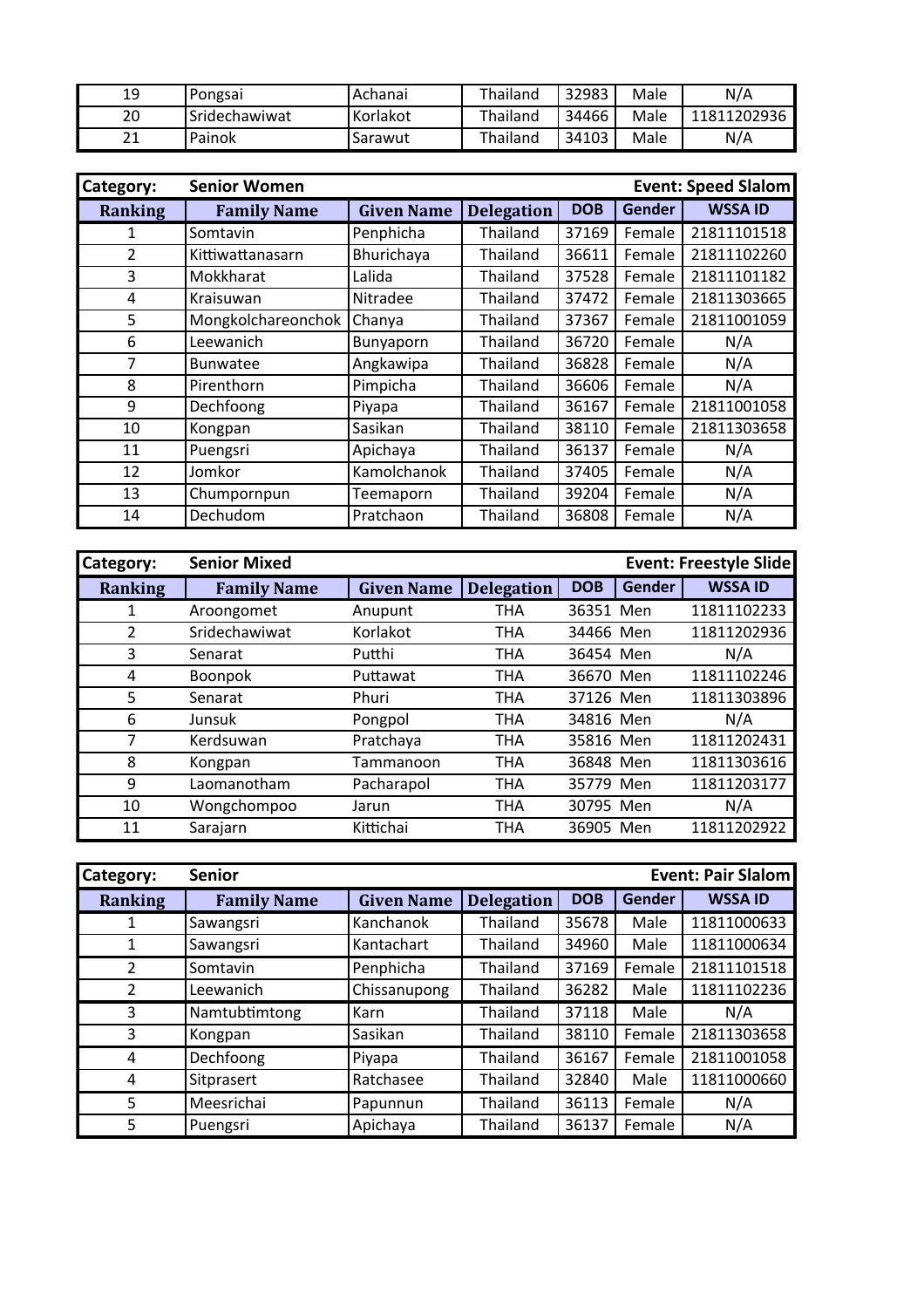| | | | | | | |
|---|---|---|---|---|---|---|
| 19 | Pongsai | Achanai | Thailand | 32983 | Male | N/A |
| 20 | Sridechawiwat | Korlakot | Thailand | 34466 | Male | 11811202936 |
| 21 | Painok | Sarawut | Thailand | 34103 | Male | N/A |

| Category: | Senior Women | | | | | Event: Speed Slalom |
|---|---|---|---|---|---|---|
| **Ranking** | **Family Name** | **Given Name** | **Delegation** | **DOB** | **Gender** | **WSSA ID** |
| 1 | Somtavin | Penphicha | Thailand | 37169 | Female | 21811101518 |
| 2 | Kittiwattanasarn | Bhurichaya | Thailand | 36611 | Female | 21811102260 |
| 3 | Mokkharat | Lalida | Thailand | 37528 | Female | 21811101182 |
| 4 | Kraisuwan | Nitradee | Thailand | 37472 | Female | 21811303665 |
| 5 | Mongkolchareonchok | Chanya | Thailand | 37367 | Female | 21811001059 |
| 6 | Leewanich | Bunyaporn | Thailand | 36720 | Female | N/A |
| 7 | Bunwatee | Angkawipa | Thailand | 36828 | Female | N/A |
| 8 | Pirenthorn | Pimpicha | Thailand | 36606 | Female | N/A |
| 9 | Dechfoong | Piyapa | Thailand | 36167 | Female | 21811001058 |
| 10 | Kongpan | Sasikan | Thailand | 38110 | Female | 21811303658 |
| 11 | Puengsri | Apichaya | Thailand | 36137 | Female | N/A |
| 12 | Jomkor | Kamolchanok | Thailand | 37405 | Female | N/A |
| 13 | Chumpornpun | Teemaporn | Thailand | 39204 | Female | N/A |
| 14 | Dechudom | Pratchaon | Thailand | 36808 | Female | N/A |

| Category: | Senior Mixed | | | | | Event: Freestyle Slide |
|---|---|---|---|---|---|---|
| **Ranking** | **Family Name** | **Given Name** | **Delegation** | **DOB** | **Gender** | **WSSA ID** |
| 1 | Aroongomet | Anupunt | THA | 36351 | Men | 11811102233 |
| 2 | Sridechawiwat | Korlakot | THA | 34466 | Men | 11811202936 |
| 3 | Senarat | Putthi | THA | 36454 | Men | N/A |
| 4 | Boonpok | Puttawat | THA | 36670 | Men | 11811102246 |
| 5 | Senarat | Phuri | THA | 37126 | Men | 11811303896 |
| 6 | Junsuk | Pongpol | THA | 34816 | Men | N/A |
| 7 | Kerdsuwan | Pratchaya | THA | 35816 | Men | 11811202431 |
| 8 | Kongpan | Tammanoon | THA | 36848 | Men | 11811303616 |
| 9 | Laomanotham | Pacharapol | THA | 35779 | Men | 11811203177 |
| 10 | Wongchompoo | Jarun | THA | 30795 | Men | N/A |
| 11 | Sarajarn | Kittichai | THA | 36905 | Men | 11811202922 |

| Category: | Senior | | | | | Event: Pair Slalom |
|---|---|---|---|---|---|---|
| **Ranking** | **Family Name** | **Given Name** | **Delegation** | **DOB** | **Gender** | **WSSA ID** |
| 1 | Sawangsri | Kanchanok | Thailand | 35678 | Male | 11811000633 |
| 1 | Sawangsri | Kantachart | Thailand | 34960 | Male | 11811000634 |
| 2 | Somtavin | Penphicha | Thailand | 37169 | Female | 21811101518 |
| 2 | Leewanich | Chissanupong | Thailand | 36282 | Male | 11811102236 |
| 3 | Namtubtimtong | Karn | Thailand | 37118 | Male | N/A |
| 3 | Kongpan | Sasikan | Thailand | 38110 | Female | 21811303658 |
| 4 | Dechfoong | Piyapa | Thailand | 36167 | Female | 21811001058 |
| 4 | Sitprasert | Ratchasee | Thailand | 32840 | Male | 11811000660 |
| 5 | Meesrichai | Papunnun | Thailand | 36113 | Female | N/A |
| 5 | Puengsri | Apichaya | Thailand | 36137 | Female | N/A |